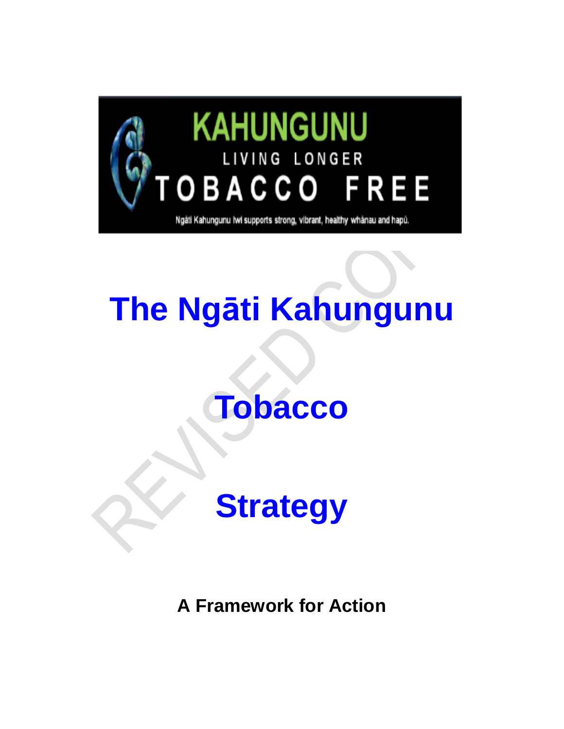KAHUNGUNU

LIVING LONGER

TOBACCO FREE

Ngāti Kahungunu Iwi supports strong, vibrant, healthy whānau and hapū.

# The Ngāti Kahungunu

# Tobacco

# Strategy

**A Framework for Action**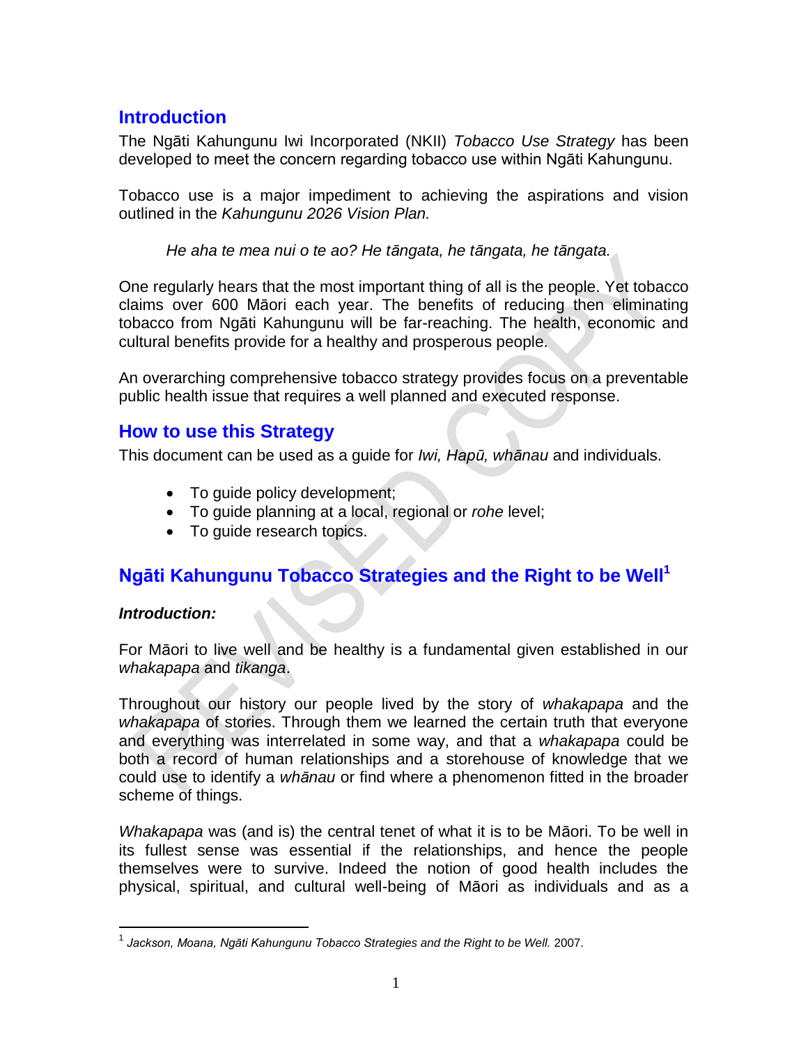## Introduction

The Ngāti Kahungunu Iwi Incorporated (NKII) *Tobacco Use Strategy* has been developed to meet the concern regarding tobacco use within Ngāti Kahungunu.

Tobacco use is a major impediment to achieving the aspirations and vision outlined in the *Kahungunu 2026 Vision Plan.*

> *He aha te mea nui o te ao? He tāngata, he tāngata, he tāngata.*

One regularly hears that the most important thing of all is the people. Yet tobacco claims over 600 Māori each year. The benefits of reducing then eliminating tobacco from Ngāti Kahungunu will be far-reaching. The health, economic and cultural benefits provide for a healthy and prosperous people.

An overarching comprehensive tobacco strategy provides focus on a preventable public health issue that requires a well planned and executed response.

## How to use this Strategy

This document can be used as a guide for *Iwi, Hapū, whānau* and individuals.

- To guide policy development;
- To guide planning at a local, regional or *rohe* level;
- To guide research topics.

## Ngāti Kahungunu Tobacco Strategies and the Right to be Well[1]

***Introduction:***

For Māori to live well and be healthy is a fundamental given established in our *whakapapa* and *tikanga*.

Throughout our history our people lived by the story of *whakapapa* and the *whakapapa* of stories. Through them we learned the certain truth that everyone and everything was interrelated in some way, and that a *whakapapa* could be both a record of human relationships and a storehouse of knowledge that we could use to identify a *whānau* or find where a phenomenon fitted in the broader scheme of things.

*Whakapapa* was (and is) the central tenet of what it is to be Māori. To be well in its fullest sense was essential if the relationships, and hence the people themselves were to survive. Indeed the notion of good health includes the physical, spiritual, and cultural well-being of Māori as individuals and as a

---

[1] *Jackson, Moana, Ngāti Kahungunu Tobacco Strategies and the Right to be Well.* 2007.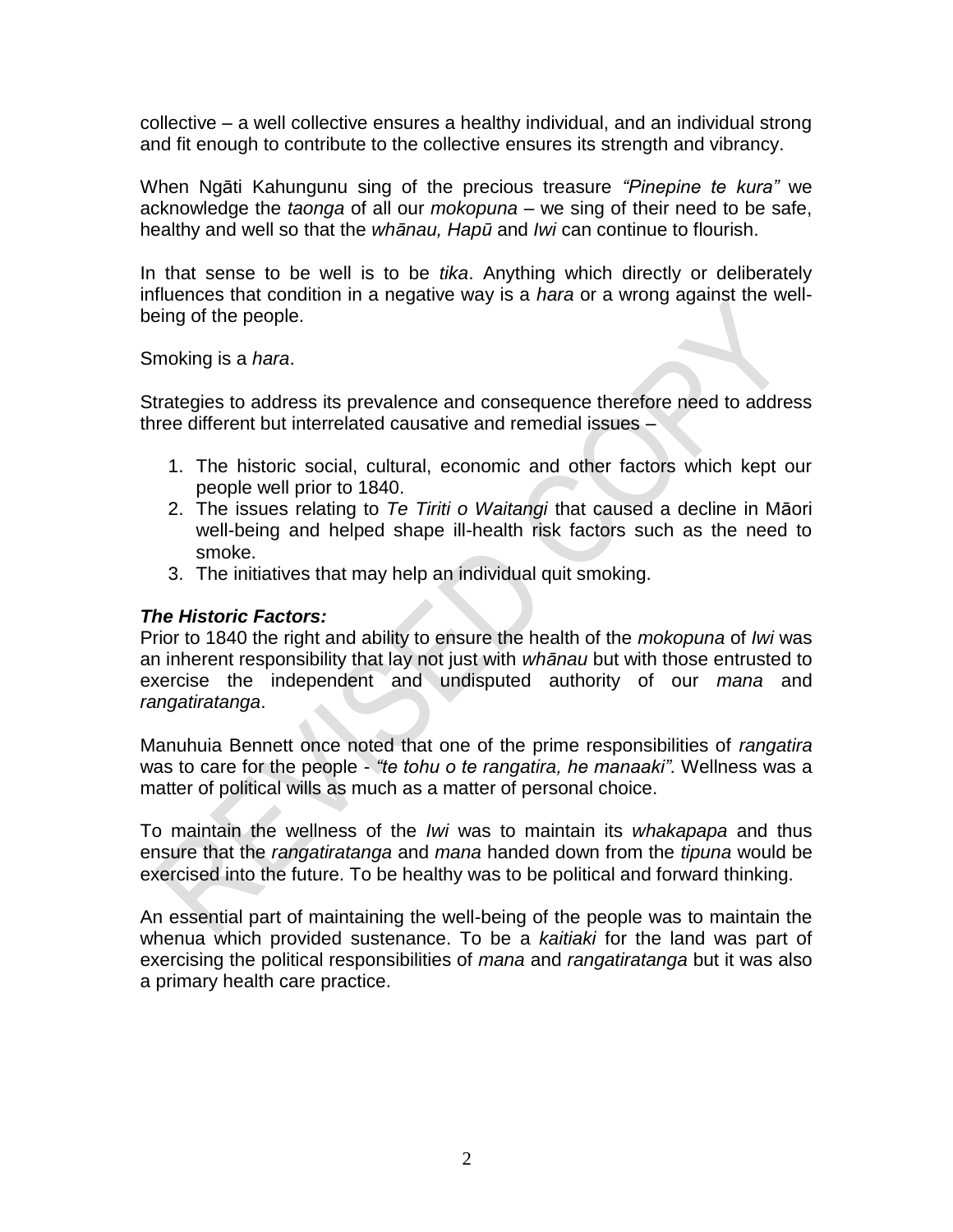collective – a well collective ensures a healthy individual, and an individual strong and fit enough to contribute to the collective ensures its strength and vibrancy.

When Ngāti Kahungunu sing of the precious treasure *"Pinepine te kura"* we acknowledge the *taonga* of all our *mokopuna* – we sing of their need to be safe, healthy and well so that the *whānau, Hapū* and *Iwi* can continue to flourish.

In that sense to be well is to be *tika*. Anything which directly or deliberately influences that condition in a negative way is a *hara* or a wrong against the well-being of the people.

Smoking is a *hara*.

Strategies to address its prevalence and consequence therefore need to address three different but interrelated causative and remedial issues –

1. The historic social, cultural, economic and other factors which kept our people well prior to 1840.
2. The issues relating to *Te Tiriti o Waitangi* that caused a decline in Māori well-being and helped shape ill-health risk factors such as the need to smoke.
3. The initiatives that may help an individual quit smoking.

***The Historic Factors:***

Prior to 1840 the right and ability to ensure the health of the *mokopuna* of *Iwi* was an inherent responsibility that lay not just with *whānau* but with those entrusted to exercise the independent and undisputed authority of our *mana* and *rangatiratanga*.

Manuhuia Bennett once noted that one of the prime responsibilities of *rangatira* was to care for the people - *"te tohu o te rangatira, he manaaki"*. Wellness was a matter of political wills as much as a matter of personal choice.

To maintain the wellness of the *Iwi* was to maintain its *whakapapa* and thus ensure that the *rangatiratanga* and *mana* handed down from the *tipuna* would be exercised into the future. To be healthy was to be political and forward thinking.

An essential part of maintaining the well-being of the people was to maintain the whenua which provided sustenance. To be a *kaitiaki* for the land was part of exercising the political responsibilities of *mana* and *rangatiratanga* but it was also a primary health care practice.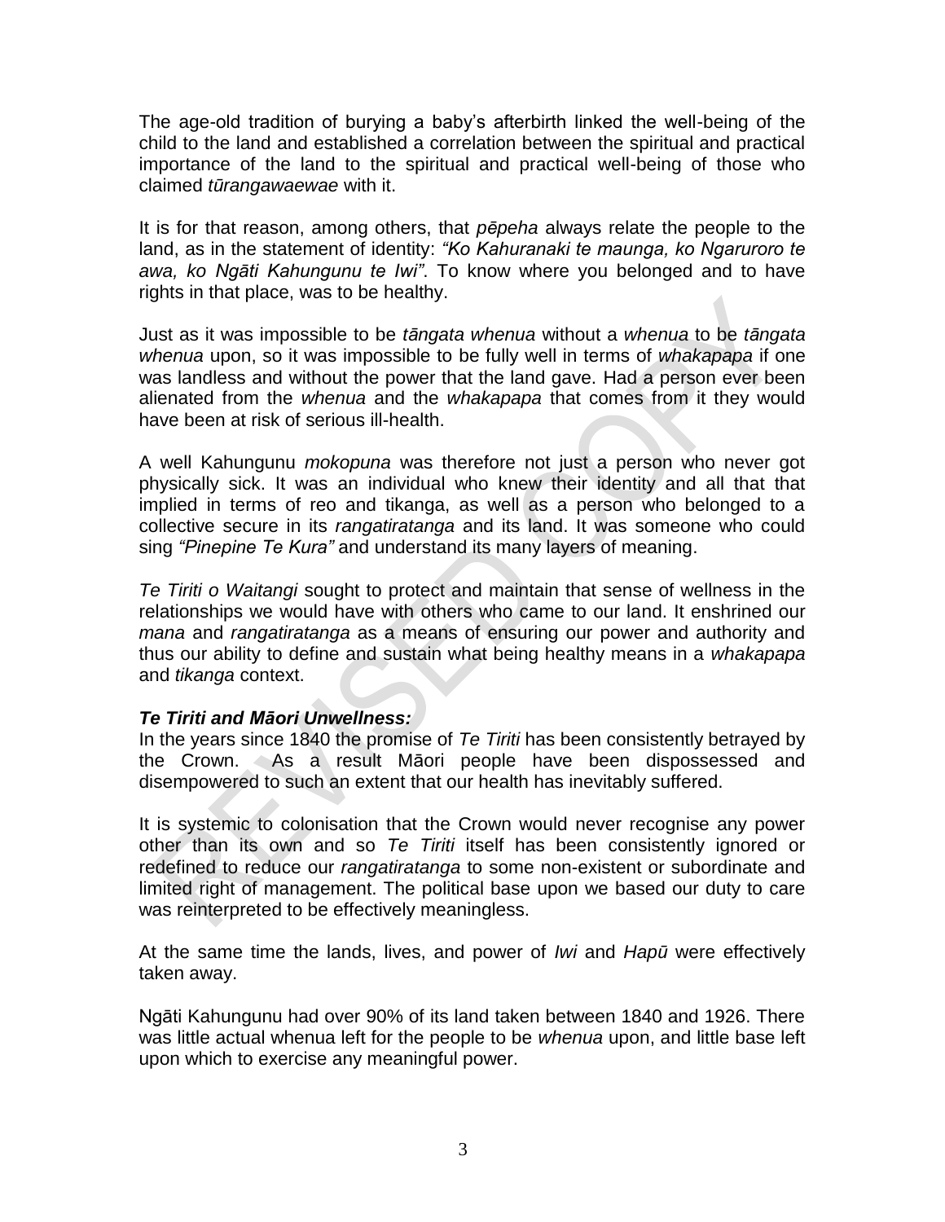The age-old tradition of burying a baby's afterbirth linked the well-being of the child to the land and established a correlation between the spiritual and practical importance of the land to the spiritual and practical well-being of those who claimed *tūrangawaewae* with it.

It is for that reason, among others, that *pēpeha* always relate the people to the land, as in the statement of identity: *"Ko Kahuranaki te maunga, ko Ngaruroro te awa, ko Ngāti Kahungunu te Iwi"*. To know where you belonged and to have rights in that place, was to be healthy.

Just as it was impossible to be *tāngata whenua* without a *whenua* to be *tāngata whenua* upon, so it was impossible to be fully well in terms of *whakapapa* if one was landless and without the power that the land gave. Had a person ever been alienated from the *whenua* and the *whakapapa* that comes from it they would have been at risk of serious ill-health.

A well Kahungunu *mokopuna* was therefore not just a person who never got physically sick. It was an individual who knew their identity and all that that implied in terms of reo and tikanga, as well as a person who belonged to a collective secure in its *rangatiratanga* and its land. It was someone who could sing *"Pinepine Te Kura"* and understand its many layers of meaning.

*Te Tiriti o Waitangi* sought to protect and maintain that sense of wellness in the relationships we would have with others who came to our land. It enshrined our *mana* and *rangatiratanga* as a means of ensuring our power and authority and thus our ability to define and sustain what being healthy means in a *whakapapa* and *tikanga* context.

***Te Tiriti and Māori Unwellness:***

In the years since 1840 the promise of *Te Tiriti* has been consistently betrayed by the Crown. As a result Māori people have been dispossessed and disempowered to such an extent that our health has inevitably suffered.

It is systemic to colonisation that the Crown would never recognise any power other than its own and so *Te Tiriti* itself has been consistently ignored or redefined to reduce our *rangatiratanga* to some non-existent or subordinate and limited right of management. The political base upon we based our duty to care was reinterpreted to be effectively meaningless.

At the same time the lands, lives, and power of *Iwi* and *Hapū* were effectively taken away.

Ngāti Kahungunu had over 90% of its land taken between 1840 and 1926. There was little actual whenua left for the people to be *whenua* upon, and little base left upon which to exercise any meaningful power.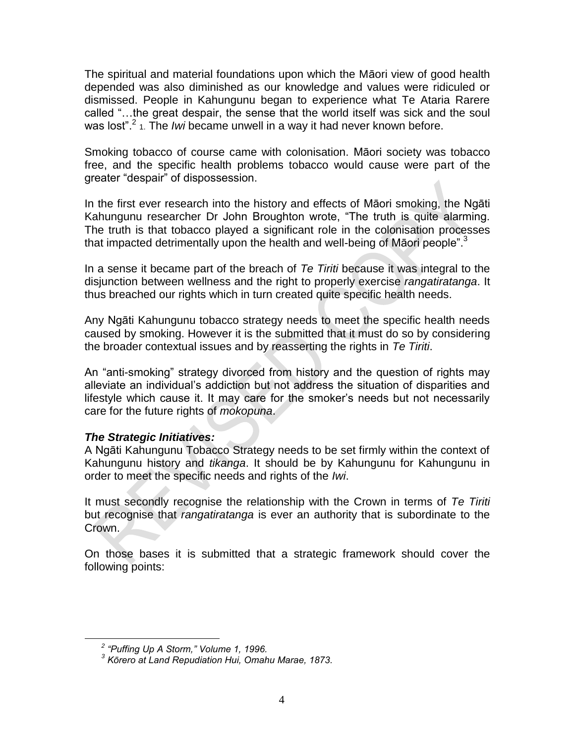The spiritual and material foundations upon which the Māori view of good health depended was also diminished as our knowledge and values were ridiculed or dismissed. People in Kahungunu began to experience what Te Ataria Rarere called "…the great despair, the sense that the world itself was sick and the soul was lost".[2] 1. The *Iwi* became unwell in a way it had never known before.

Smoking tobacco of course came with colonisation. Māori society was tobacco free, and the specific health problems tobacco would cause were part of the greater "despair" of dispossession.

In the first ever research into the history and effects of Māori smoking, the Ngāti Kahungunu researcher Dr John Broughton wrote, "The truth is quite alarming. The truth is that tobacco played a significant role in the colonisation processes that impacted detrimentally upon the health and well-being of Māori people".[3]

In a sense it became part of the breach of *Te Tiriti* because it was integral to the disjunction between wellness and the right to properly exercise *rangatiratanga*. It thus breached our rights which in turn created quite specific health needs.

Any Ngāti Kahungunu tobacco strategy needs to meet the specific health needs caused by smoking. However it is the submitted that it must do so by considering the broader contextual issues and by reasserting the rights in *Te Tiriti*.

An "anti-smoking" strategy divorced from history and the question of rights may alleviate an individual's addiction but not address the situation of disparities and lifestyle which cause it. It may care for the smoker's needs but not necessarily care for the future rights of *mokopuna*.

***The Strategic Initiatives:***

A Ngāti Kahungunu Tobacco Strategy needs to be set firmly within the context of Kahungunu history and *tikanga*. It should be by Kahungunu for Kahungunu in order to meet the specific needs and rights of the *Iwi*.

It must secondly recognise the relationship with the Crown in terms of *Te Tiriti* but recognise that *rangatiratanga* is ever an authority that is subordinate to the Crown.

On those bases it is submitted that a strategic framework should cover the following points:

---

[2] *"Puffing Up A Storm," Volume 1, 1996.*

[3] *Kōrero at Land Repudiation Hui, Omahu Marae, 1873.*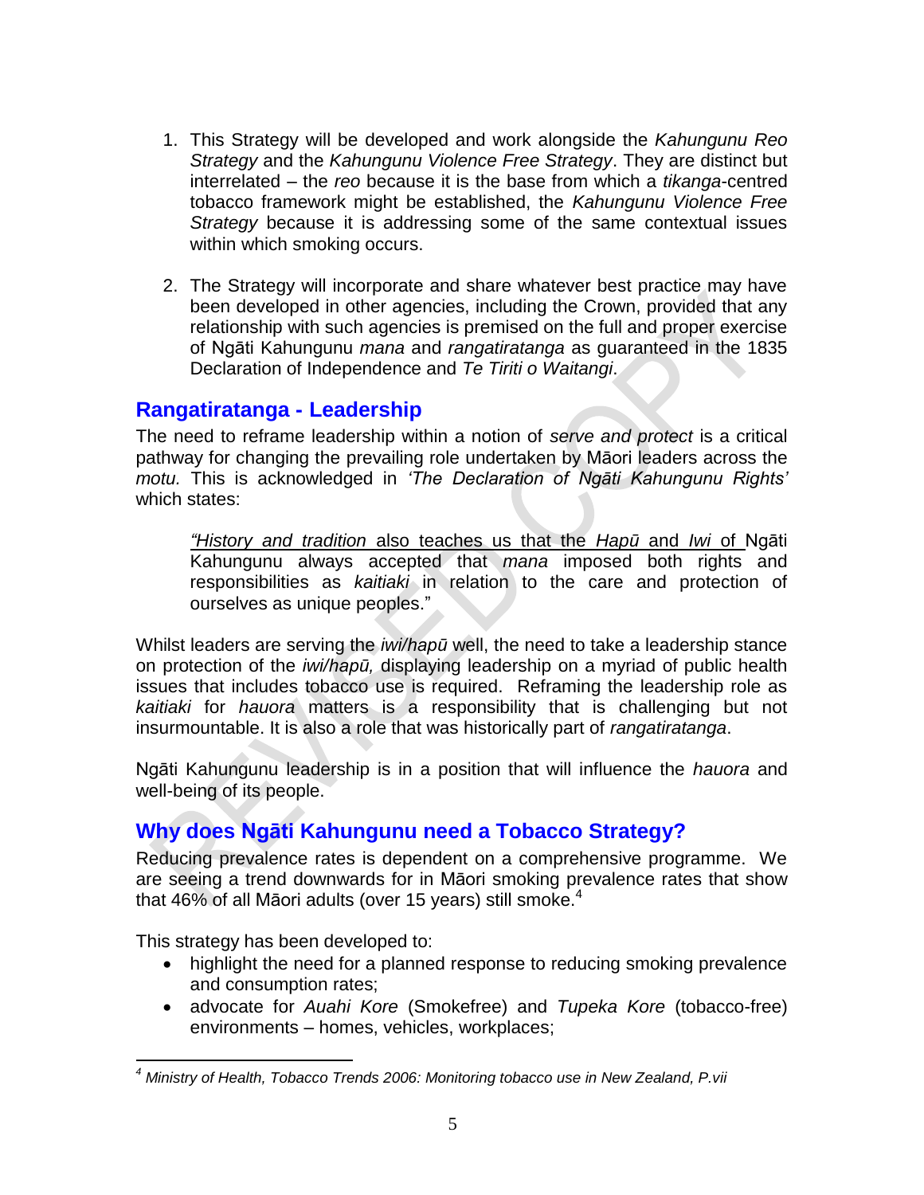1. This Strategy will be developed and work alongside the *Kahungunu Reo Strategy* and the *Kahungunu Violence Free Strategy*. They are distinct but interrelated – the *reo* because it is the base from which a *tikanga*-centred tobacco framework might be established, the *Kahungunu Violence Free Strategy* because it is addressing some of the same contextual issues within which smoking occurs.

2. The Strategy will incorporate and share whatever best practice may have been developed in other agencies, including the Crown, provided that any relationship with such agencies is premised on the full and proper exercise of Ngāti Kahungunu *mana* and *rangatiratanga* as guaranteed in the 1835 Declaration of Independence and *Te Tiriti o Waitangi*.

## Rangatiratanga - Leadership

The need to reframe leadership within a notion of *serve and protect* is a critical pathway for changing the prevailing role undertaken by Māori leaders across the *motu.* This is acknowledged in *'The Declaration of Ngāti Kahungunu Rights'* which states:

> *"History and tradition* also teaches us that the *Hapū* and *Iwi* of Ngāti Kahungunu always accepted that *mana* imposed both rights and responsibilities as *kaitiaki* in relation to the care and protection of ourselves as unique peoples."

Whilst leaders are serving the *iwi/hapū* well, the need to take a leadership stance on protection of the *iwi/hapū,* displaying leadership on a myriad of public health issues that includes tobacco use is required. Reframing the leadership role as *kaitiaki* for *hauora* matters is a responsibility that is challenging but not insurmountable. It is also a role that was historically part of *rangatiratanga*.

Ngāti Kahungunu leadership is in a position that will influence the *hauora* and well-being of its people.

## Why does Ngāti Kahungunu need a Tobacco Strategy?

Reducing prevalence rates is dependent on a comprehensive programme. We are seeing a trend downwards for in Māori smoking prevalence rates that show that 46% of all Māori adults (over 15 years) still smoke.[4]

This strategy has been developed to:

- highlight the need for a planned response to reducing smoking prevalence and consumption rates;
- advocate for *Auahi Kore* (Smokefree) and *Tupeka Kore* (tobacco-free) environments – homes, vehicles, workplaces;

---

[4] *Ministry of Health, Tobacco Trends 2006: Monitoring tobacco use in New Zealand, P.vii*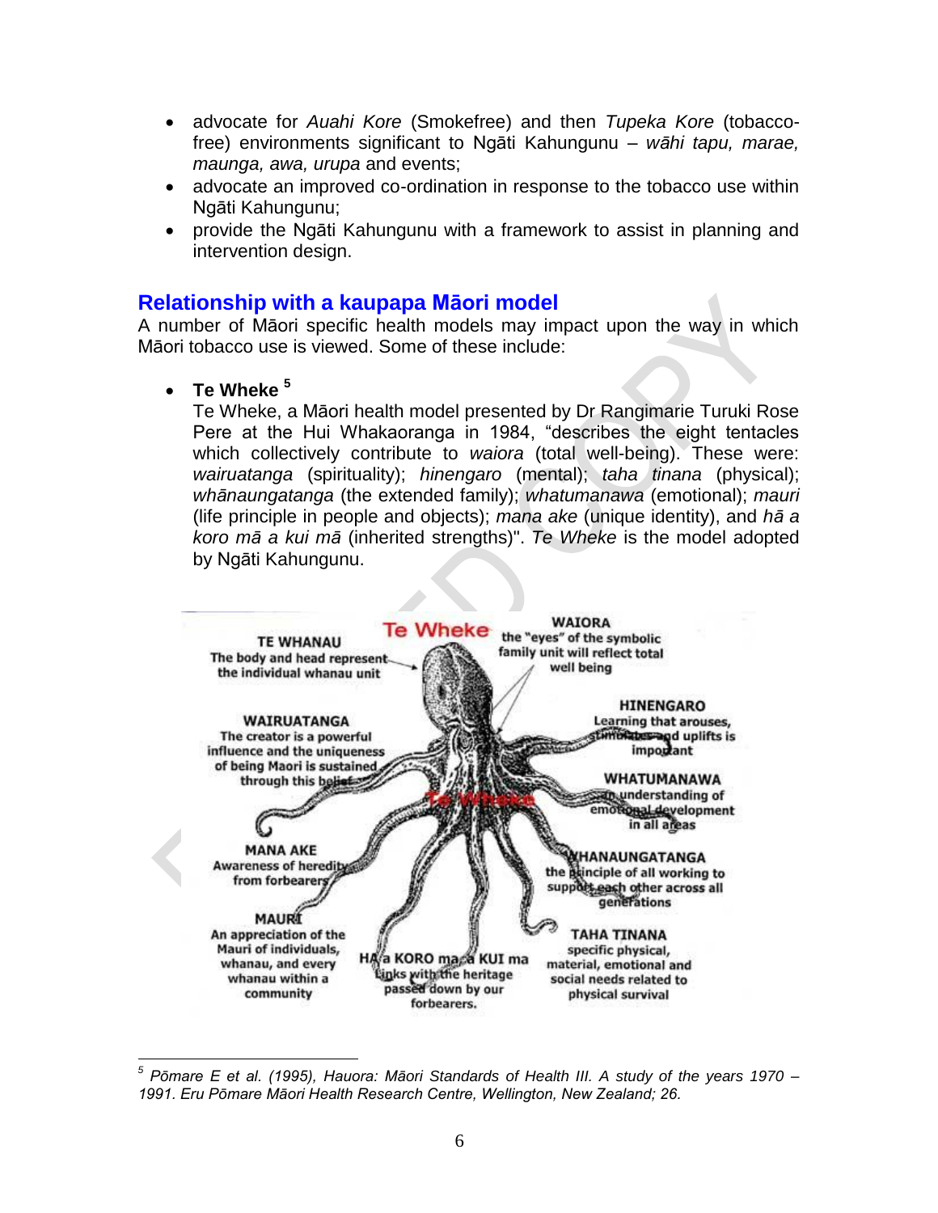- advocate for *Auahi Kore* (Smokefree) and then *Tupeka Kore* (tobacco-free) environments significant to Ngāti Kahungunu – *wāhi tapu, marae, maunga, awa, urupa* and events;
- advocate an improved co-ordination in response to the tobacco use within Ngāti Kahungunu;
- provide the Ngāti Kahungunu with a framework to assist in planning and intervention design.

## Relationship with a kaupapa Māori model

A number of Māori specific health models may impact upon the way in which Māori tobacco use is viewed. Some of these include:

- **Te Wheke** [5]

  Te Wheke, a Māori health model presented by Dr Rangimarie Turuki Rose Pere at the Hui Whakaoranga in 1984, "describes the eight tentacles which collectively contribute to *waiora* (total well-being). These were: *wairuatanga* (spirituality); *hinengaro* (mental); *taha tinana* (physical); *whānaungatanga* (the extended family); *whatumanawa* (emotional); *mauri* (life principle in people and objects); *mana ake* (unique identity), and *hā a koro mā a kui mā* (inherited strengths)". *Te Wheke* is the model adopted by Ngāti Kahungunu.

Te Wheke

**TE WHANAU** – The body and head represent the individual whanau unit

**WAIORA** – the "eyes" of the symbolic family unit will reflect total well being

**WAIRUATANGA** – The creator is a powerful influence and the uniqueness of being Maori is sustained through this belief

**HINENGARO** – Learning that arouses, stimulates and uplifts is important

**WHATUMANAWA** – An understanding of emotional development in all areas

**MANA AKE** – Awareness of heredity from forbearers

**WHANAUNGATANGA** – the principle of all working to support each other across all generations

**MAURI** – An appreciation of the Mauri of individuals, whanau, and every whanau within a community

**HA a KORO ma a KUI ma** – Links with the heritage passed down by our forbearers.

**TAHA TINANA** – specific physical, material, emotional and social needs related to physical survival

---

[5] *Pōmare E et al. (1995), Hauora: Māori Standards of Health III. A study of the years 1970 – 1991. Eru Pōmare Māori Health Research Centre, Wellington, New Zealand; 26.*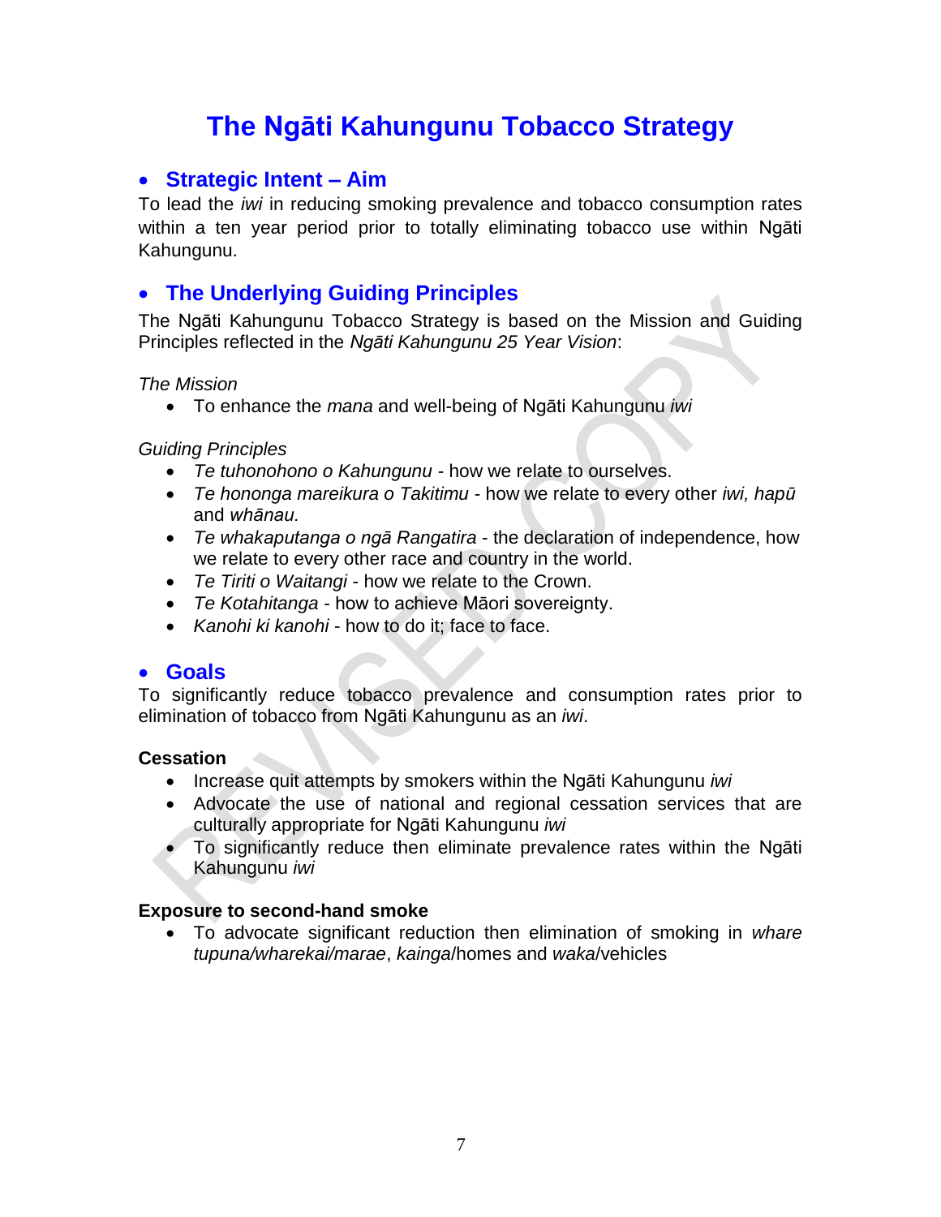# The Ngāti Kahungunu Tobacco Strategy

## Strategic Intent – Aim

To lead the *iwi* in reducing smoking prevalence and tobacco consumption rates within a ten year period prior to totally eliminating tobacco use within Ngāti Kahungunu.

## The Underlying Guiding Principles

The Ngāti Kahungunu Tobacco Strategy is based on the Mission and Guiding Principles reflected in the *Ngāti Kahungunu 25 Year Vision*:

*The Mission*

- To enhance the *mana* and well-being of Ngāti Kahungunu *iwi*

*Guiding Principles*

- *Te tuhonohono o Kahungunu* - how we relate to ourselves.
- *Te hononga mareikura o Takitimu* - how we relate to every other *iwi, hapū* and *whānau.*
- *Te whakaputanga o ngā Rangatira* - the declaration of independence, how we relate to every other race and country in the world.
- *Te Tiriti o Waitangi* - how we relate to the Crown.
- *Te Kotahitanga* - how to achieve Māori sovereignty.
- *Kanohi ki kanohi* - how to do it; face to face.

## Goals

To significantly reduce tobacco prevalence and consumption rates prior to elimination of tobacco from Ngāti Kahungunu as an *iwi*.

**Cessation**

- Increase quit attempts by smokers within the Ngāti Kahungunu *iwi*
- Advocate the use of national and regional cessation services that are culturally appropriate for Ngāti Kahungunu *iwi*
- To significantly reduce then eliminate prevalence rates within the Ngāti Kahungunu *iwi*

**Exposure to second-hand smoke**

- To advocate significant reduction then elimination of smoking in *whare tupuna/wharekai/marae*, *kainga*/homes and *waka*/vehicles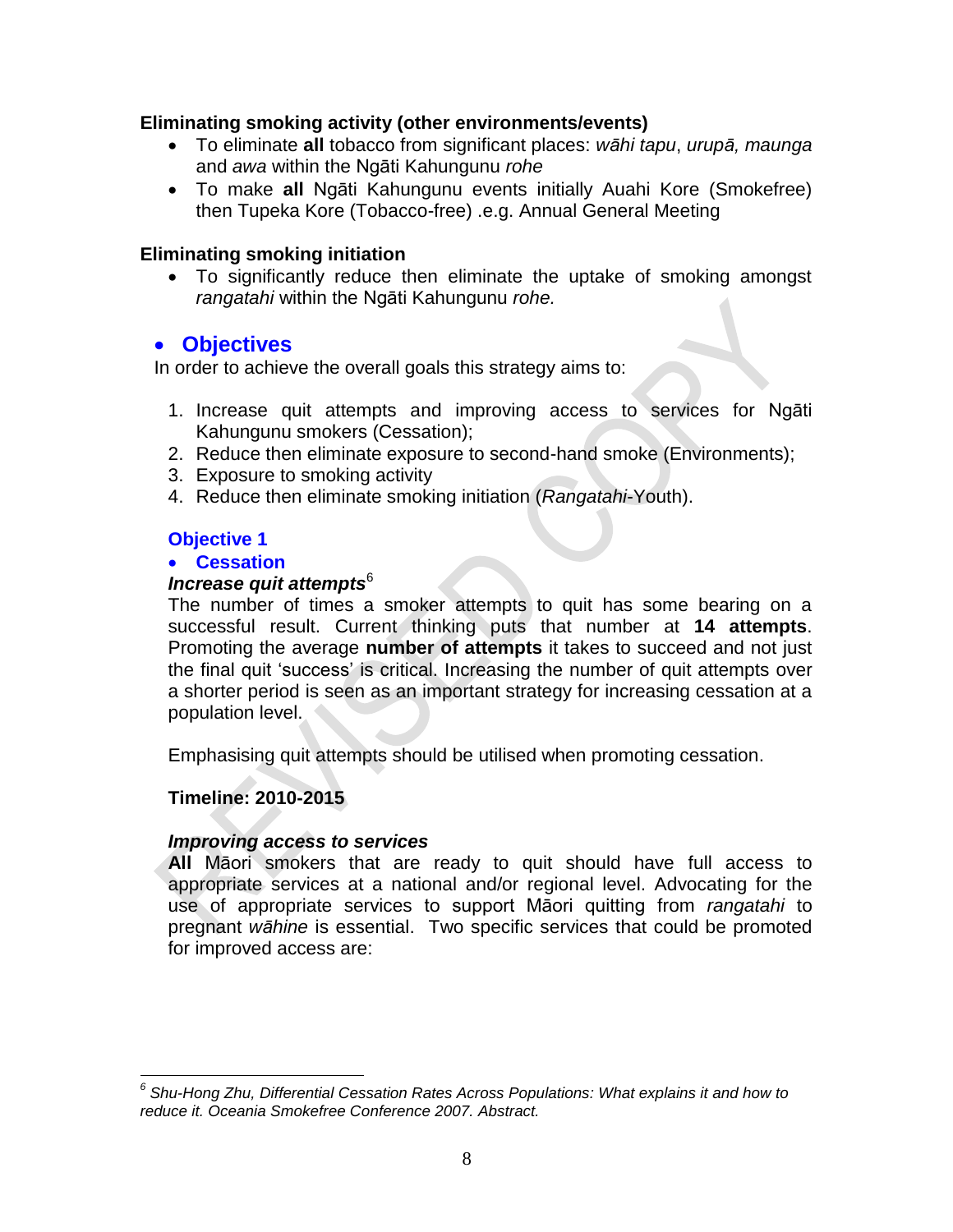**Eliminating smoking activity (other environments/events)**

- To eliminate **all** tobacco from significant places: *wāhi tapu*, *urupā, maunga* and *awa* within the Ngāti Kahungunu *rohe*
- To make **all** Ngāti Kahungunu events initially Auahi Kore (Smokefree) then Tupeka Kore (Tobacco-free) .e.g. Annual General Meeting

**Eliminating smoking initiation**

- To significantly reduce then eliminate the uptake of smoking amongst *rangatahi* within the Ngāti Kahungunu *rohe.*

## Objectives

In order to achieve the overall goals this strategy aims to:

1. Increase quit attempts and improving access to services for Ngāti Kahungunu smokers (Cessation);
2. Reduce then eliminate exposure to second-hand smoke (Environments);
3. Exposure to smoking activity
4. Reduce then eliminate smoking initiation (*Rangatahi*-Youth).

### Objective 1

- **Cessation**

***Increase quit attempts***[6]

The number of times a smoker attempts to quit has some bearing on a successful result. Current thinking puts that number at **14 attempts**. Promoting the average **number of attempts** it takes to succeed and not just the final quit 'success' is critical. Increasing the number of quit attempts over a shorter period is seen as an important strategy for increasing cessation at a population level.

Emphasising quit attempts should be utilised when promoting cessation.

**Timeline: 2010-2015**

***Improving access to services***

**All** Māori smokers that are ready to quit should have full access to appropriate services at a national and/or regional level. Advocating for the use of appropriate services to support Māori quitting from *rangatahi* to pregnant *wāhine* is essential. Two specific services that could be promoted for improved access are:

---

[6] *Shu-Hong Zhu, Differential Cessation Rates Across Populations: What explains it and how to reduce it. Oceania Smokefree Conference 2007. Abstract.*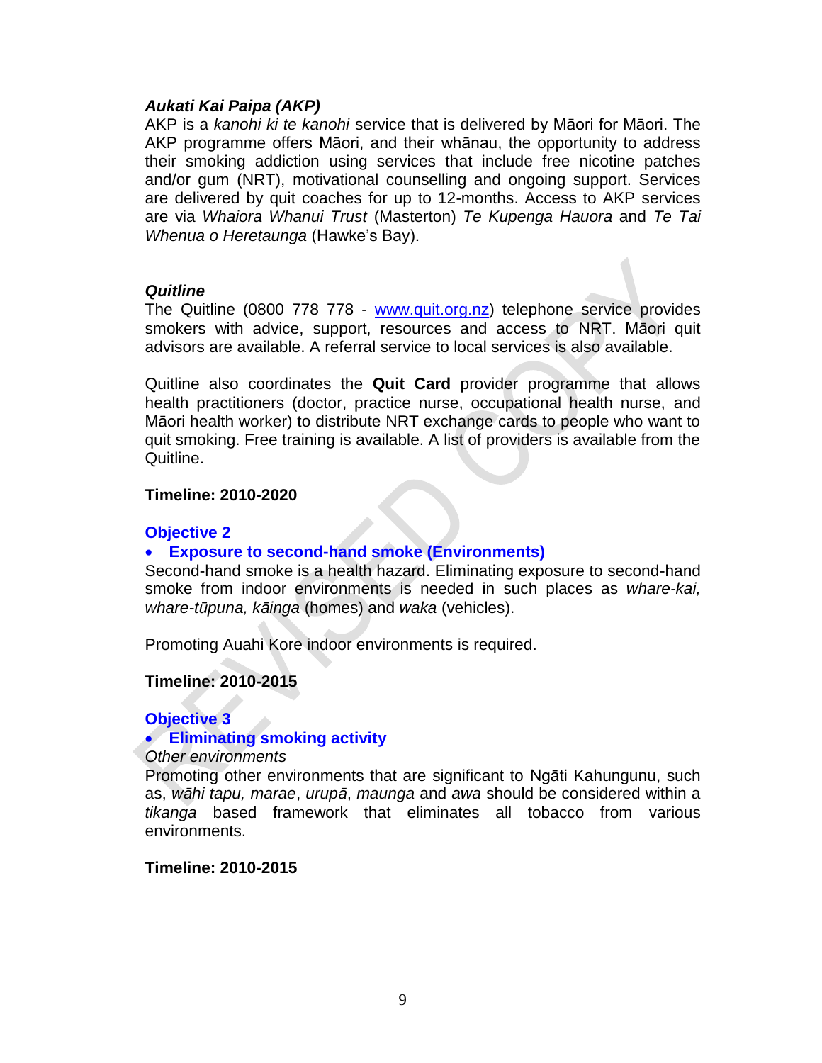***Aukati Kai Paipa (AKP)***

AKP is a *kanohi ki te kanohi* service that is delivered by Māori for Māori. The AKP programme offers Māori, and their whānau, the opportunity to address their smoking addiction using services that include free nicotine patches and/or gum (NRT), motivational counselling and ongoing support. Services are delivered by quit coaches for up to 12-months. Access to AKP services are via *Whaiora Whanui Trust* (Masterton) *Te Kupenga Hauora* and *Te Tai Whenua o Heretaunga* (Hawke's Bay).

***Quitline***

The Quitline (0800 778 778 - www.quit.org.nz) telephone service provides smokers with advice, support, resources and access to NRT. Māori quit advisors are available. A referral service to local services is also available.

Quitline also coordinates the **Quit Card** provider programme that allows health practitioners (doctor, practice nurse, occupational health nurse, and Māori health worker) to distribute NRT exchange cards to people who want to quit smoking. Free training is available. A list of providers is available from the Quitline.

**Timeline: 2010-2020**

### Objective 2

- **Exposure to second-hand smoke (Environments)**

Second-hand smoke is a health hazard. Eliminating exposure to second-hand smoke from indoor environments is needed in such places as *whare-kai, whare-tūpuna, kāinga* (homes) and *waka* (vehicles).

Promoting Auahi Kore indoor environments is required.

**Timeline: 2010-2015**

### Objective 3

- **Eliminating smoking activity**

*Other environments*

Promoting other environments that are significant to Ngāti Kahungunu, such as, *wāhi tapu, marae*, *urupā*, *maunga* and *awa* should be considered within a *tikanga* based framework that eliminates all tobacco from various environments.

**Timeline: 2010-2015**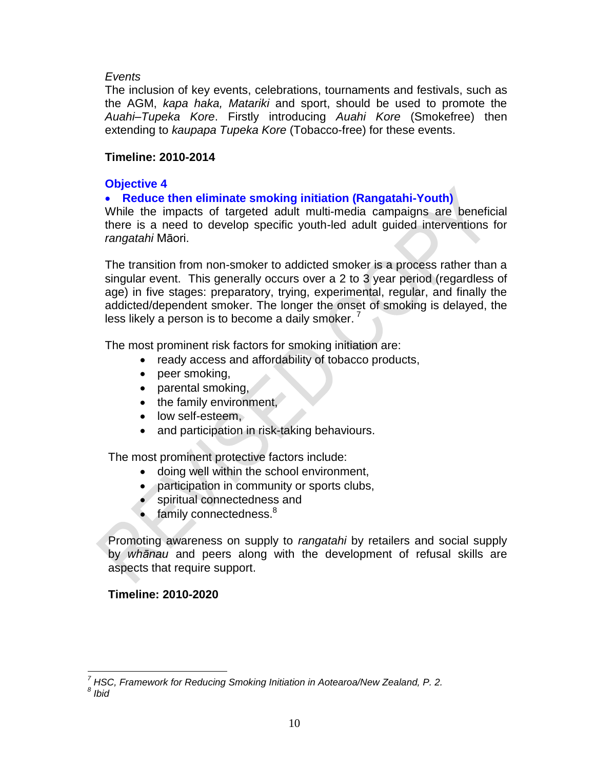*Events*

The inclusion of key events, celebrations, tournaments and festivals, such as the AGM, *kapa haka, Matariki* and sport, should be used to promote the *Auahi–Tupeka Kore*. Firstly introducing *Auahi Kore* (Smokefree) then extending to *kaupapa Tupeka Kore* (Tobacco-free) for these events.

**Timeline: 2010-2014**

**Objective 4**

- **Reduce then eliminate smoking initiation (Rangatahi-Youth)**

While the impacts of targeted adult multi-media campaigns are beneficial there is a need to develop specific youth-led adult guided interventions for *rangatahi* Māori.

The transition from non-smoker to addicted smoker is a process rather than a singular event. This generally occurs over a 2 to 3 year period (regardless of age) in five stages: preparatory, trying, experimental, regular, and finally the addicted/dependent smoker. The longer the onset of smoking is delayed, the less likely a person is to become a daily smoker. [7]

The most prominent risk factors for smoking initiation are:

- ready access and affordability of tobacco products,
- peer smoking,
- parental smoking,
- the family environment,
- low self-esteem,
- and participation in risk-taking behaviours.

The most prominent protective factors include:

- doing well within the school environment,
- participation in community or sports clubs,
- spiritual connectedness and
- family connectedness.[8]

Promoting awareness on supply to *rangatahi* by retailers and social supply by *whānau* and peers along with the development of refusal skills are aspects that require support.

**Timeline: 2010-2020**

---

[7] *HSC, Framework for Reducing Smoking Initiation in Aotearoa/New Zealand, P. 2.*

[8] *Ibid*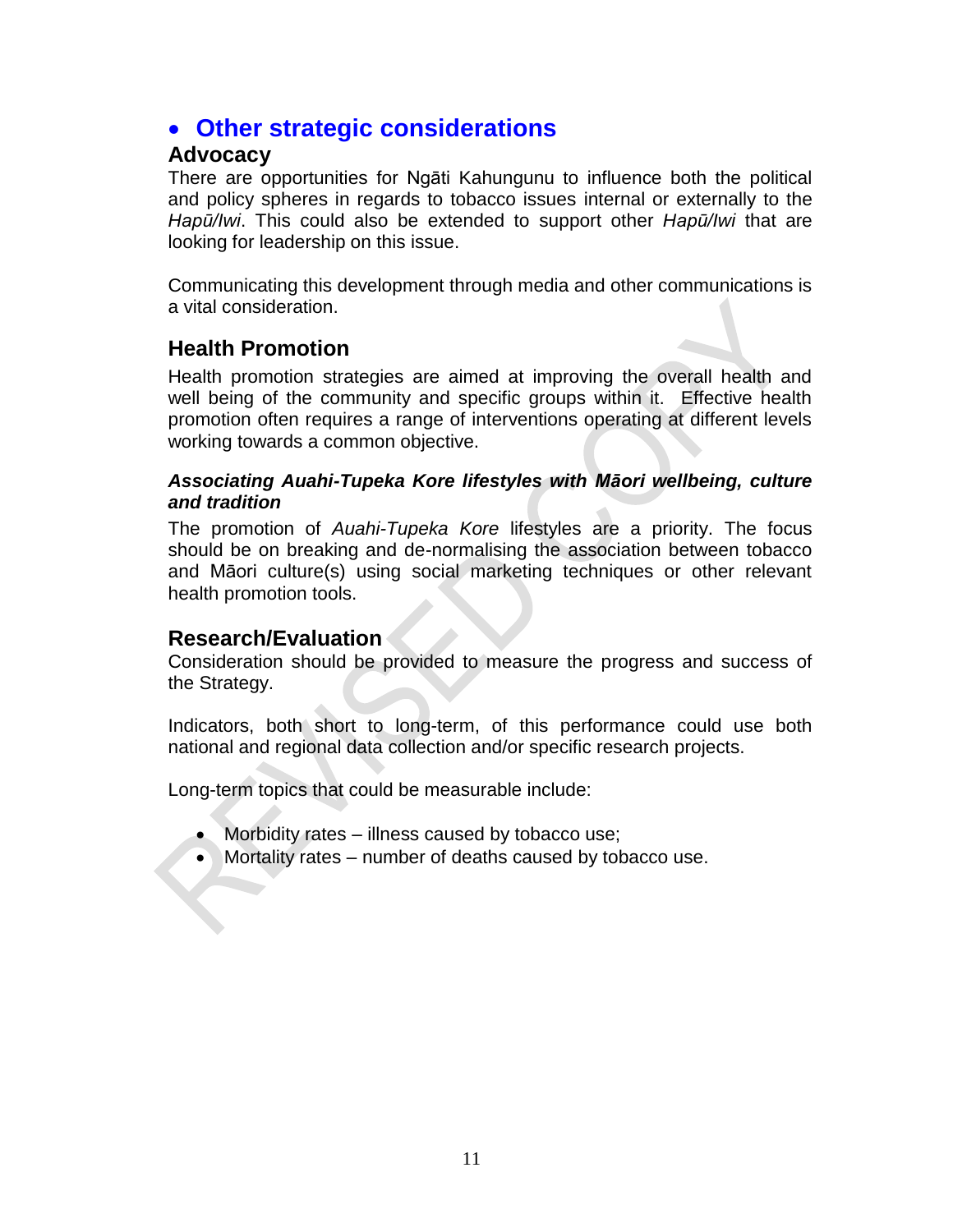- ## Other strategic considerations

### Advocacy

There are opportunities for Ngāti Kahungunu to influence both the political and policy spheres in regards to tobacco issues internal or externally to the *Hapū/Iwi*. This could also be extended to support other *Hapū/Iwi* that are looking for leadership on this issue.

Communicating this development through media and other communications is a vital consideration.

### Health Promotion

Health promotion strategies are aimed at improving the overall health and well being of the community and specific groups within it. Effective health promotion often requires a range of interventions operating at different levels working towards a common objective.

#### *Associating Auahi-Tupeka Kore lifestyles with Māori wellbeing, culture and tradition*

The promotion of *Auahi-Tupeka Kore* lifestyles are a priority. The focus should be on breaking and de-normalising the association between tobacco and Māori culture(s) using social marketing techniques or other relevant health promotion tools.

### Research/Evaluation

Consideration should be provided to measure the progress and success of the Strategy.

Indicators, both short to long-term, of this performance could use both national and regional data collection and/or specific research projects.

Long-term topics that could be measurable include:

- Morbidity rates – illness caused by tobacco use;
- Mortality rates – number of deaths caused by tobacco use.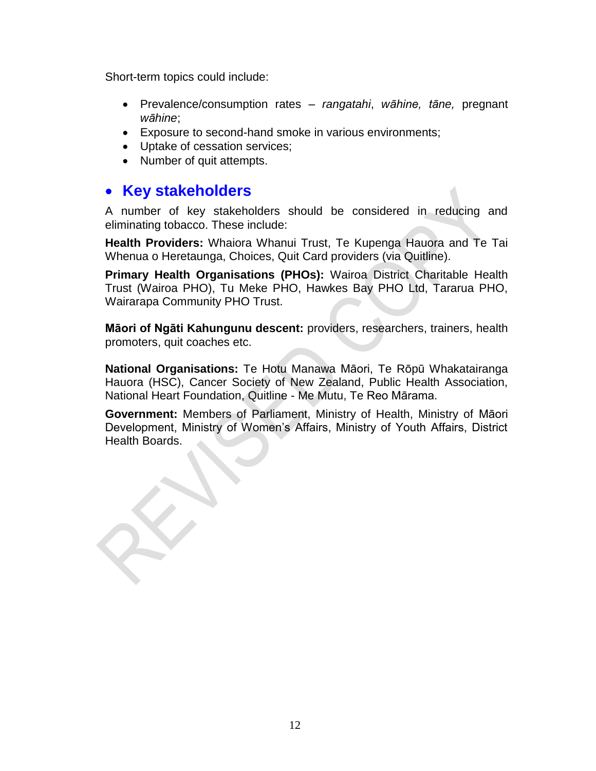Short-term topics could include:

- Prevalence/consumption rates – *rangatahi*, *wāhine, tāne,* pregnant *wāhine*;
- Exposure to second-hand smoke in various environments;
- Uptake of cessation services;
- Number of quit attempts.

## Key stakeholders

A number of key stakeholders should be considered in reducing and eliminating tobacco. These include:

**Health Providers:** Whaiora Whanui Trust, Te Kupenga Hauora and Te Tai Whenua o Heretaunga, Choices, Quit Card providers (via Quitline).

**Primary Health Organisations (PHOs):** Wairoa District Charitable Health Trust (Wairoa PHO), Tu Meke PHO, Hawkes Bay PHO Ltd, Tararua PHO, Wairarapa Community PHO Trust.

**Māori of Ngāti Kahungunu descent:** providers, researchers, trainers, health promoters, quit coaches etc.

**National Organisations:** Te Hotu Manawa Māori, Te Rōpū Whakatairanga Hauora (HSC), Cancer Society of New Zealand, Public Health Association, National Heart Foundation, Quitline - Me Mutu, Te Reo Mārama.

**Government:** Members of Parliament, Ministry of Health, Ministry of Māori Development, Ministry of Women's Affairs, Ministry of Youth Affairs, District Health Boards.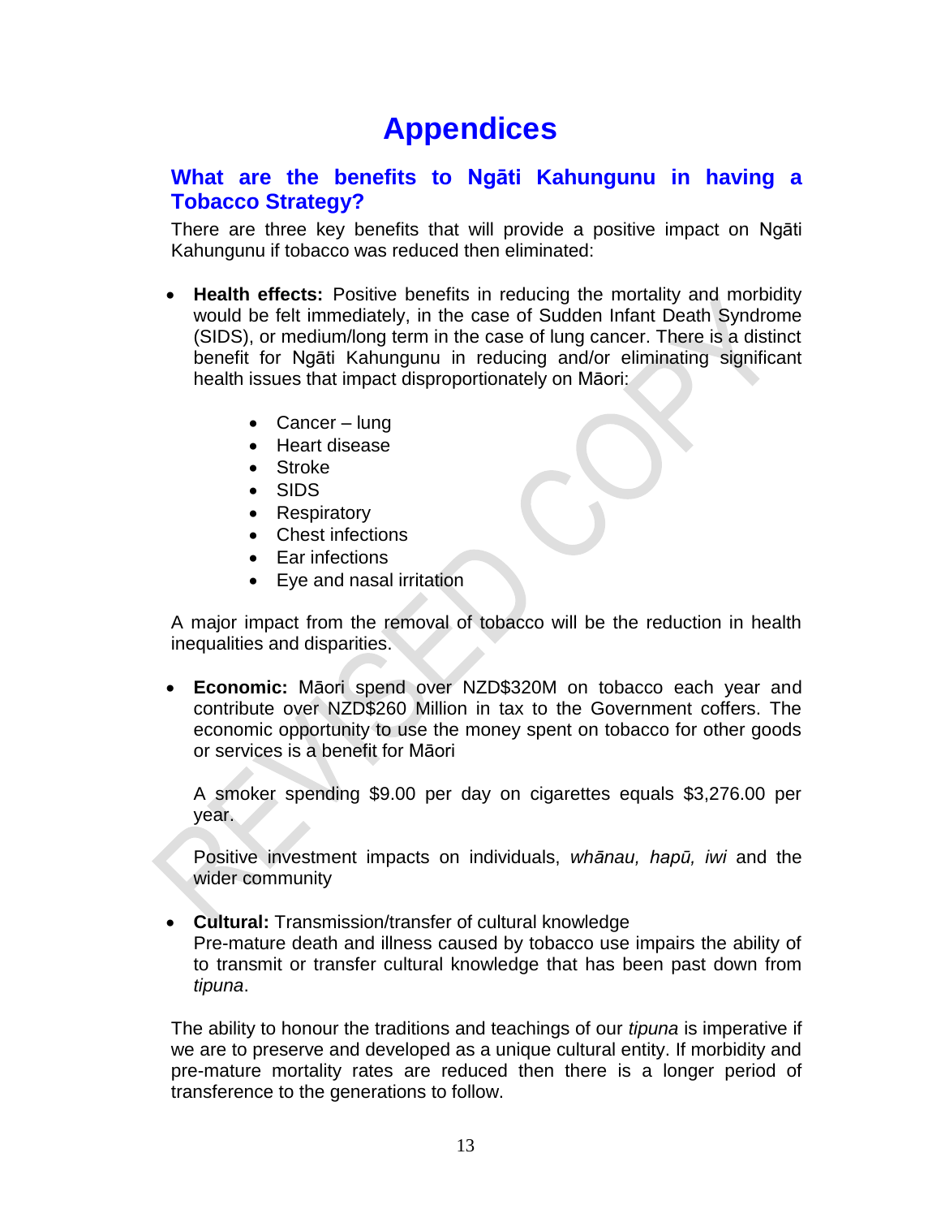# Appendices

## What are the benefits to Ngāti Kahungunu in having a Tobacco Strategy?

There are three key benefits that will provide a positive impact on Ngāti Kahungunu if tobacco was reduced then eliminated:

- **Health effects:** Positive benefits in reducing the mortality and morbidity would be felt immediately, in the case of Sudden Infant Death Syndrome (SIDS), or medium/long term in the case of lung cancer. There is a distinct benefit for Ngāti Kahungunu in reducing and/or eliminating significant health issues that impact disproportionately on Māori:

    - Cancer – lung
    - Heart disease
    - Stroke
    - SIDS
    - Respiratory
    - Chest infections
    - Ear infections
    - Eye and nasal irritation

A major impact from the removal of tobacco will be the reduction in health inequalities and disparities.

- **Economic:** Māori spend over NZD$320M on tobacco each year and contribute over NZD$260 Million in tax to the Government coffers. The economic opportunity to use the money spent on tobacco for other goods or services is a benefit for Māori

    A smoker spending $9.00 per day on cigarettes equals $3,276.00 per year.

    Positive investment impacts on individuals, *whānau, hapū, iwi* and the wider community

- **Cultural:** Transmission/transfer of cultural knowledge
    Pre-mature death and illness caused by tobacco use impairs the ability of to transmit or transfer cultural knowledge that has been past down from *tipuna*.

The ability to honour the traditions and teachings of our *tipuna* is imperative if we are to preserve and developed as a unique cultural entity. If morbidity and pre-mature mortality rates are reduced then there is a longer period of transference to the generations to follow.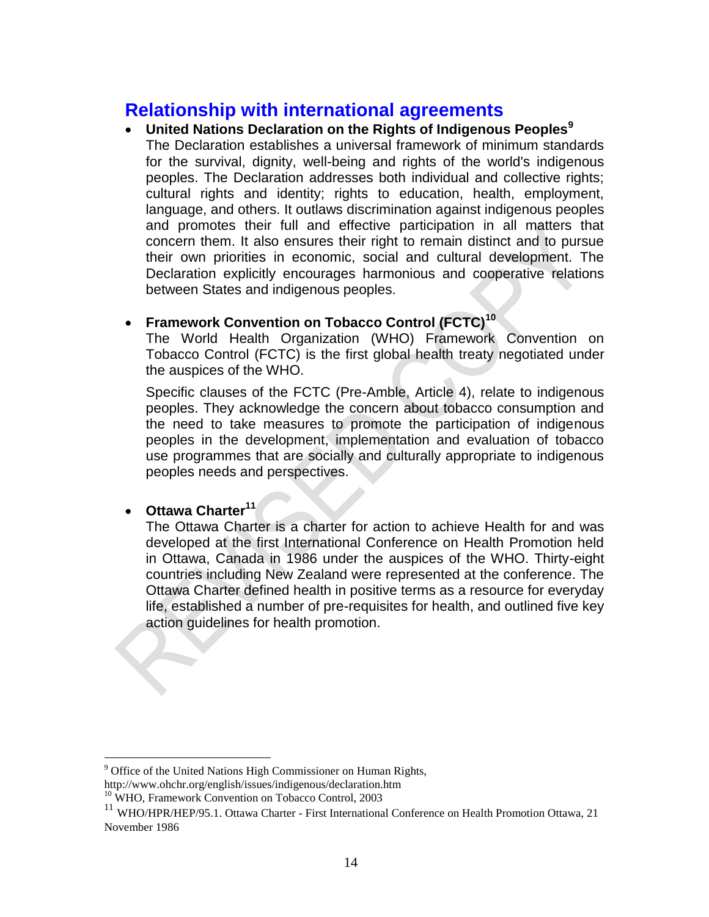## Relationship with international agreements

- **United Nations Declaration on the Rights of Indigenous Peoples**[9]
  The Declaration establishes a universal framework of minimum standards for the survival, dignity, well-being and rights of the world's indigenous peoples. The Declaration addresses both individual and collective rights; cultural rights and identity; rights to education, health, employment, language, and others. It outlaws discrimination against indigenous peoples and promotes their full and effective participation in all matters that concern them. It also ensures their right to remain distinct and to pursue their own priorities in economic, social and cultural development. The Declaration explicitly encourages harmonious and cooperative relations between States and indigenous peoples.

- **Framework Convention on Tobacco Control (FCTC)**[10]
  The World Health Organization (WHO) Framework Convention on Tobacco Control (FCTC) is the first global health treaty negotiated under the auspices of the WHO.

  Specific clauses of the FCTC (Pre-Amble, Article 4), relate to indigenous peoples. They acknowledge the concern about tobacco consumption and the need to take measures to promote the participation of indigenous peoples in the development, implementation and evaluation of tobacco use programmes that are socially and culturally appropriate to indigenous peoples needs and perspectives.

- **Ottawa Charter**[11]
  The Ottawa Charter is a charter for action to achieve Health for and was developed at the first International Conference on Health Promotion held in Ottawa, Canada in 1986 under the auspices of the WHO. Thirty-eight countries including New Zealand were represented at the conference. The Ottawa Charter defined health in positive terms as a resource for everyday life, established a number of pre-requisites for health, and outlined five key action guidelines for health promotion.

---

[9] Office of the United Nations High Commissioner on Human Rights, http://www.ohchr.org/english/issues/indigenous/declaration.htm

[10] WHO, Framework Convention on Tobacco Control, 2003

[11] WHO/HPR/HEP/95.1. Ottawa Charter - First International Conference on Health Promotion Ottawa, 21 November 1986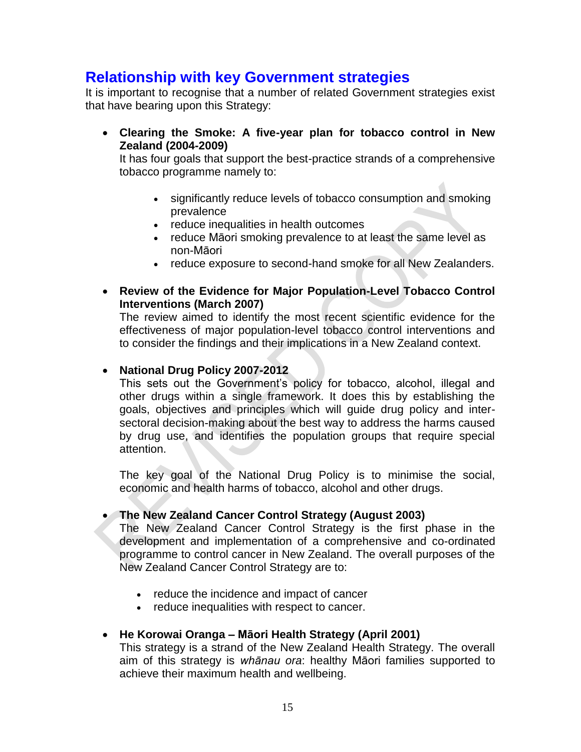## Relationship with key Government strategies

It is important to recognise that a number of related Government strategies exist that have bearing upon this Strategy:

- **Clearing the Smoke: A five-year plan for tobacco control in New Zealand (2004-2009)**
  It has four goals that support the best-practice strands of a comprehensive tobacco programme namely to:

  - significantly reduce levels of tobacco consumption and smoking prevalence
  - reduce inequalities in health outcomes
  - reduce Māori smoking prevalence to at least the same level as non-Māori
  - reduce exposure to second-hand smoke for all New Zealanders.

- **Review of the Evidence for Major Population-Level Tobacco Control Interventions (March 2007)**
  The review aimed to identify the most recent scientific evidence for the effectiveness of major population-level tobacco control interventions and to consider the findings and their implications in a New Zealand context.

- **National Drug Policy 2007-2012**
  This sets out the Government's policy for tobacco, alcohol, illegal and other drugs within a single framework. It does this by establishing the goals, objectives and principles which will guide drug policy and inter-sectoral decision-making about the best way to address the harms caused by drug use, and identifies the population groups that require special attention.

  The key goal of the National Drug Policy is to minimise the social, economic and health harms of tobacco, alcohol and other drugs.

- **The New Zealand Cancer Control Strategy (August 2003)**
  The New Zealand Cancer Control Strategy is the first phase in the development and implementation of a comprehensive and co-ordinated programme to control cancer in New Zealand. The overall purposes of the New Zealand Cancer Control Strategy are to:

  - reduce the incidence and impact of cancer
  - reduce inequalities with respect to cancer.

- **He Korowai Oranga – Māori Health Strategy (April 2001)**
  This strategy is a strand of the New Zealand Health Strategy. The overall aim of this strategy is *whānau ora*: healthy Māori families supported to achieve their maximum health and wellbeing.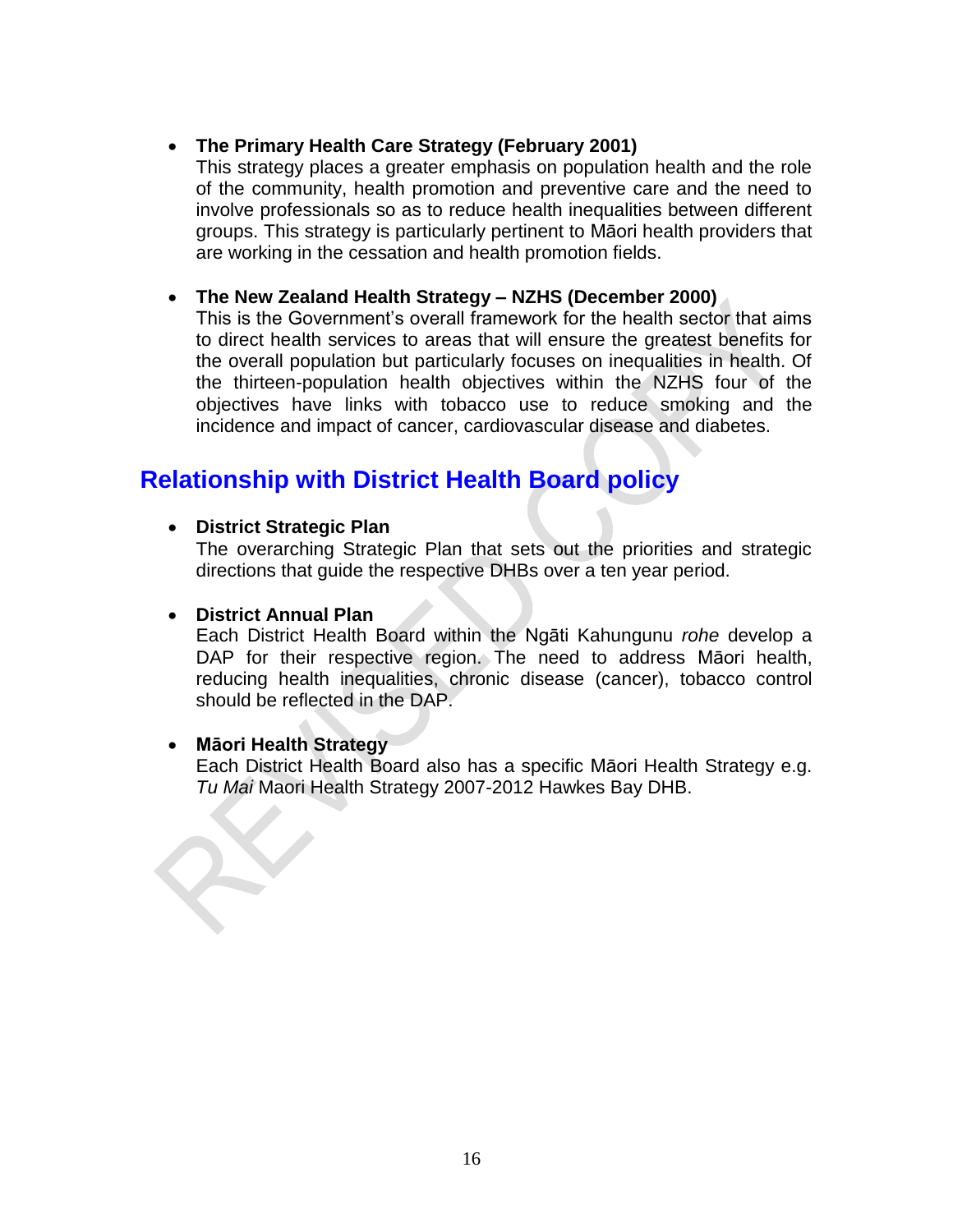- **The Primary Health Care Strategy (February 2001)**
  This strategy places a greater emphasis on population health and the role of the community, health promotion and preventive care and the need to involve professionals so as to reduce health inequalities between different groups. This strategy is particularly pertinent to Māori health providers that are working in the cessation and health promotion fields.

- **The New Zealand Health Strategy – NZHS (December 2000)**
  This is the Government's overall framework for the health sector that aims to direct health services to areas that will ensure the greatest benefits for the overall population but particularly focuses on inequalities in health. Of the thirteen-population health objectives within the NZHS four of the objectives have links with tobacco use to reduce smoking and the incidence and impact of cancer, cardiovascular disease and diabetes.

## Relationship with District Health Board policy

- **District Strategic Plan**
  The overarching Strategic Plan that sets out the priorities and strategic directions that guide the respective DHBs over a ten year period.

- **District Annual Plan**
  Each District Health Board within the Ngāti Kahungunu *rohe* develop a DAP for their respective region. The need to address Māori health, reducing health inequalities, chronic disease (cancer), tobacco control should be reflected in the DAP.

- **Māori Health Strategy**
  Each District Health Board also has a specific Māori Health Strategy e.g. *Tu Mai* Maori Health Strategy 2007-2012 Hawkes Bay DHB.